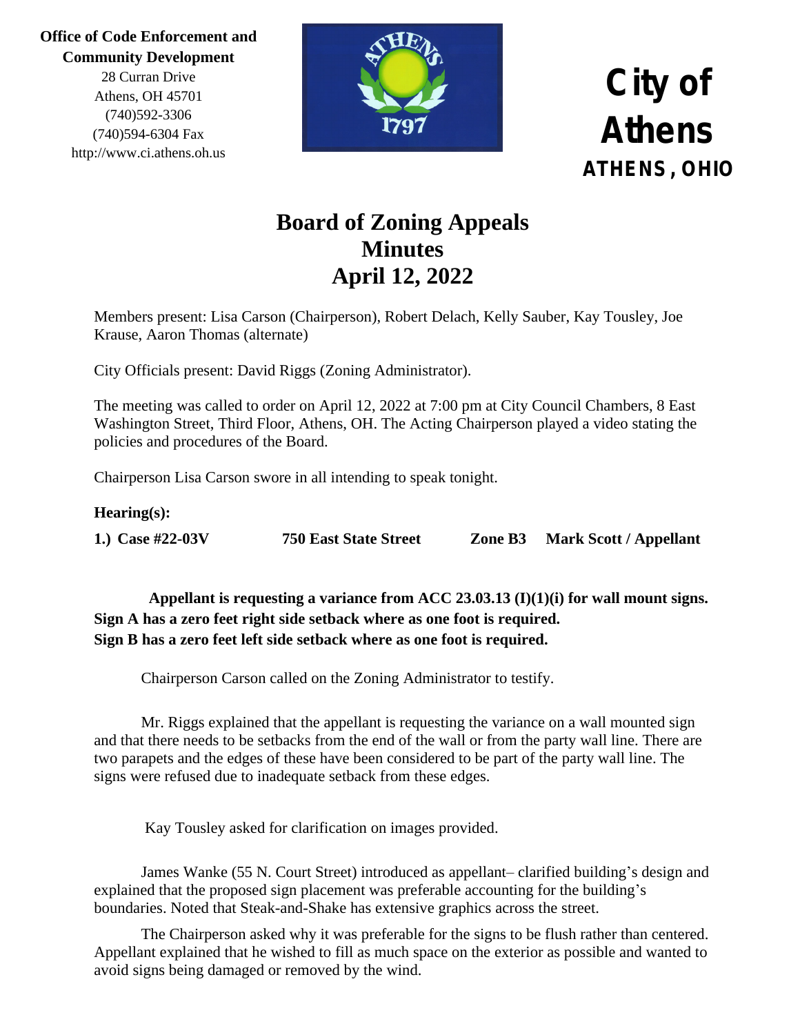**Office of Code Enforcement and Community Development**
28 Curran Drive
Athens, OH 45701
(740)592-3306
(740)594-6304 Fax
http://www.ci.athens.oh.us

# City of Athens
**ATHENS, OHIO**

# Board of Zoning Appeals Minutes April 12, 2022

Members present: Lisa Carson (Chairperson), Robert Delach, Kelly Sauber, Kay Tousley, Joe Krause, Aaron Thomas (alternate)

City Officials present: David Riggs (Zoning Administrator).

The meeting was called to order on April 12, 2022 at 7:00 pm at City Council Chambers, 8 East Washington Street, Third Floor, Athens, OH. The Acting Chairperson played a video stating the policies and procedures of the Board.

Chairperson Lisa Carson swore in all intending to speak tonight.

**Hearing(s):**

**1.) Case #22-03V    750 East State Street    Zone B3    Mark Scott / Appellant**

**Appellant is requesting a variance from ACC 23.03.13 (I)(1)(i) for wall mount signs. Sign A has a zero feet right side setback where as one foot is required. Sign B has a zero feet left side setback where as one foot is required.**

Chairperson Carson called on the Zoning Administrator to testify.

Mr. Riggs explained that the appellant is requesting the variance on a wall mounted sign and that there needs to be setbacks from the end of the wall or from the party wall line. There are two parapets and the edges of these have been considered to be part of the party wall line. The signs were refused due to inadequate setback from these edges.

Kay Tousley asked for clarification on images provided.

James Wanke (55 N. Court Street) introduced as appellant– clarified building's design and explained that the proposed sign placement was preferable accounting for the building's boundaries. Noted that Steak-and-Shake has extensive graphics across the street.

The Chairperson asked why it was preferable for the signs to be flush rather than centered. Appellant explained that he wished to fill as much space on the exterior as possible and wanted to avoid signs being damaged or removed by the wind.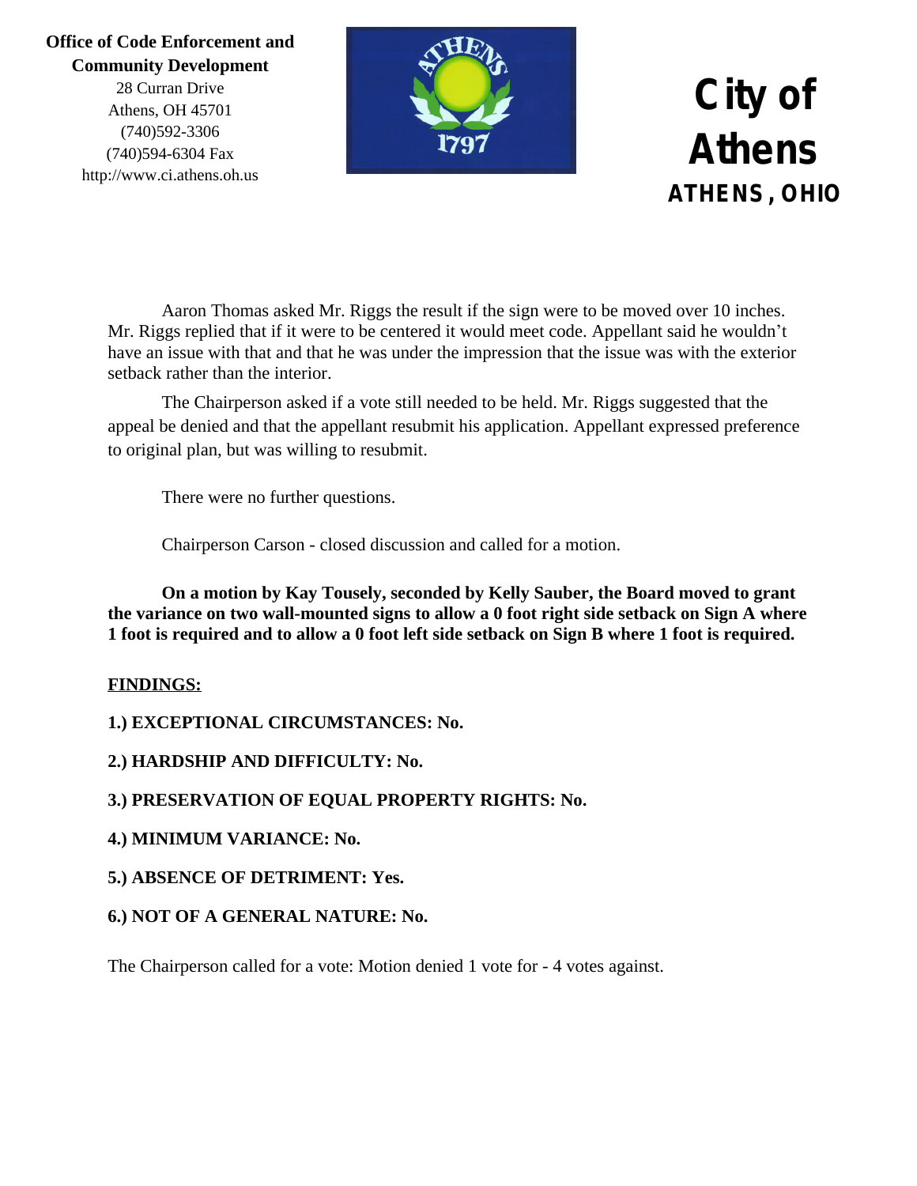Aaron Thomas asked Mr. Riggs the result if the sign were to be moved over 10 inches. Mr. Riggs replied that if it were to be centered it would meet code. Appellant said he wouldn't have an issue with that and that he was under the impression that the issue was with the exterior setback rather than the interior.

The Chairperson asked if a vote still needed to be held. Mr. Riggs suggested that the appeal be denied and that the appellant resubmit his application. Appellant expressed preference to original plan, but was willing to resubmit.

There were no further questions.

Chairperson Carson - closed discussion and called for a motion.

**On a motion by Kay Tousely, seconded by Kelly Sauber, the Board moved to grant the variance on two wall-mounted signs to allow a 0 foot right side setback on Sign A where 1 foot is required and to allow a 0 foot left side setback on Sign B where 1 foot is required.**

**FINDINGS:**

**1.) EXCEPTIONAL CIRCUMSTANCES: No.**

**2.) HARDSHIP AND DIFFICULTY: No.**

**3.) PRESERVATION OF EQUAL PROPERTY RIGHTS: No.**

**4.) MINIMUM VARIANCE: No.**

**5.) ABSENCE OF DETRIMENT: Yes.**

**6.) NOT OF A GENERAL NATURE: No.**

The Chairperson called for a vote: Motion denied 1 vote for - 4 votes against.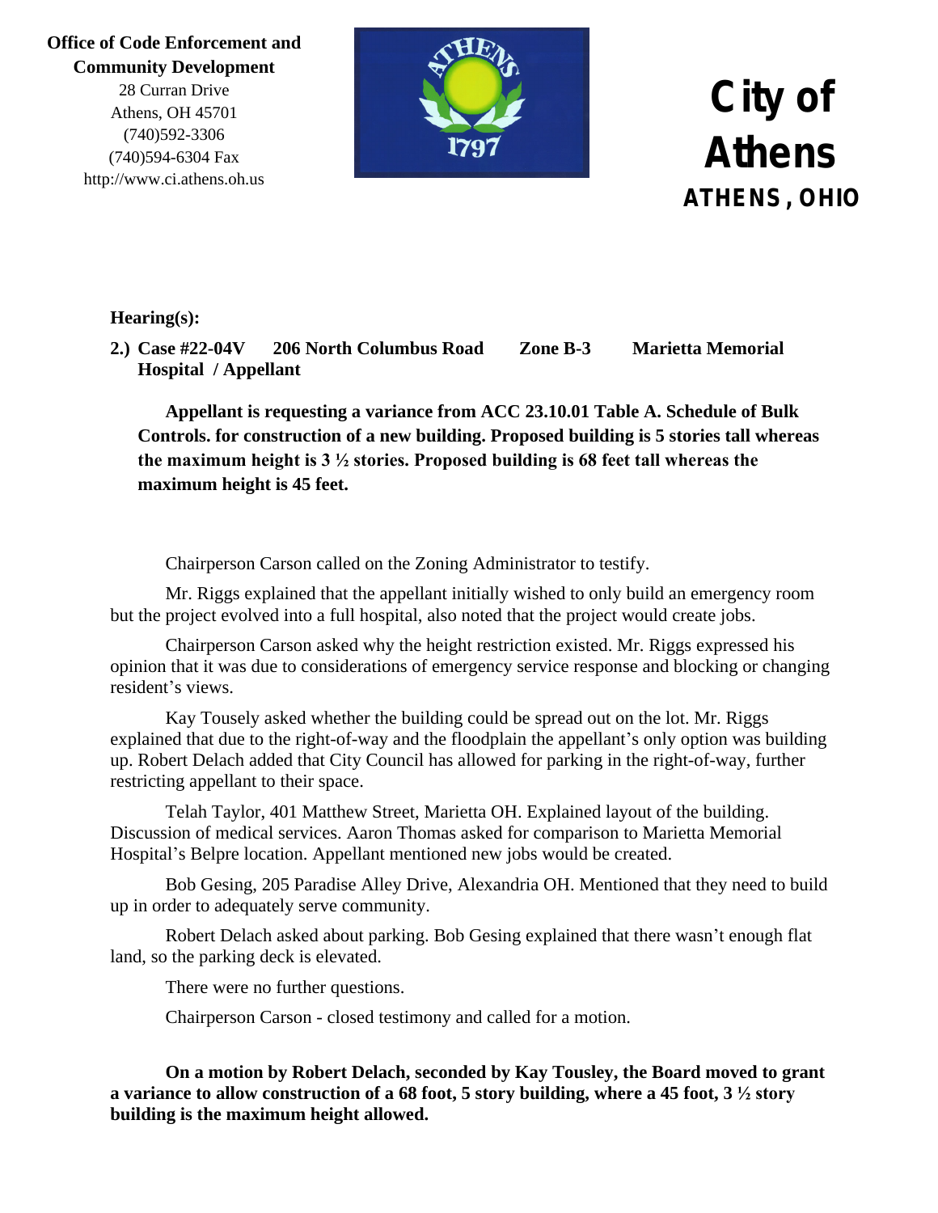**Office of Code Enforcement and Community Development**
28 Curran Drive
Athens, OH 45701
(740)592-3306
(740)594-6304 Fax
http://www.ci.athens.oh.us

# City of Athens
**ATHENS, OHIO**

**Hearing(s):**

**2.) Case #22-04V   206 North Columbus Road   Zone B-3   Marietta Memorial Hospital / Appellant**

**Appellant is requesting a variance from ACC 23.10.01 Table A. Schedule of Bulk Controls. for construction of a new building. Proposed building is 5 stories tall whereas the maximum height is 3 ½ stories. Proposed building is 68 feet tall whereas the maximum height is 45 feet.**

Chairperson Carson called on the Zoning Administrator to testify.

Mr. Riggs explained that the appellant initially wished to only build an emergency room but the project evolved into a full hospital, also noted that the project would create jobs.

Chairperson Carson asked why the height restriction existed. Mr. Riggs expressed his opinion that it was due to considerations of emergency service response and blocking or changing resident's views.

Kay Tousely asked whether the building could be spread out on the lot. Mr. Riggs explained that due to the right-of-way and the floodplain the appellant's only option was building up. Robert Delach added that City Council has allowed for parking in the right-of-way, further restricting appellant to their space.

Telah Taylor, 401 Matthew Street, Marietta OH. Explained layout of the building. Discussion of medical services. Aaron Thomas asked for comparison to Marietta Memorial Hospital's Belpre location. Appellant mentioned new jobs would be created.

Bob Gesing, 205 Paradise Alley Drive, Alexandria OH. Mentioned that they need to build up in order to adequately serve community.

Robert Delach asked about parking. Bob Gesing explained that there wasn't enough flat land, so the parking deck is elevated.

There were no further questions.

Chairperson Carson - closed testimony and called for a motion.

**On a motion by Robert Delach, seconded by Kay Tousley, the Board moved to grant a variance to allow construction of a 68 foot, 5 story building, where a 45 foot, 3 ½ story building is the maximum height allowed.**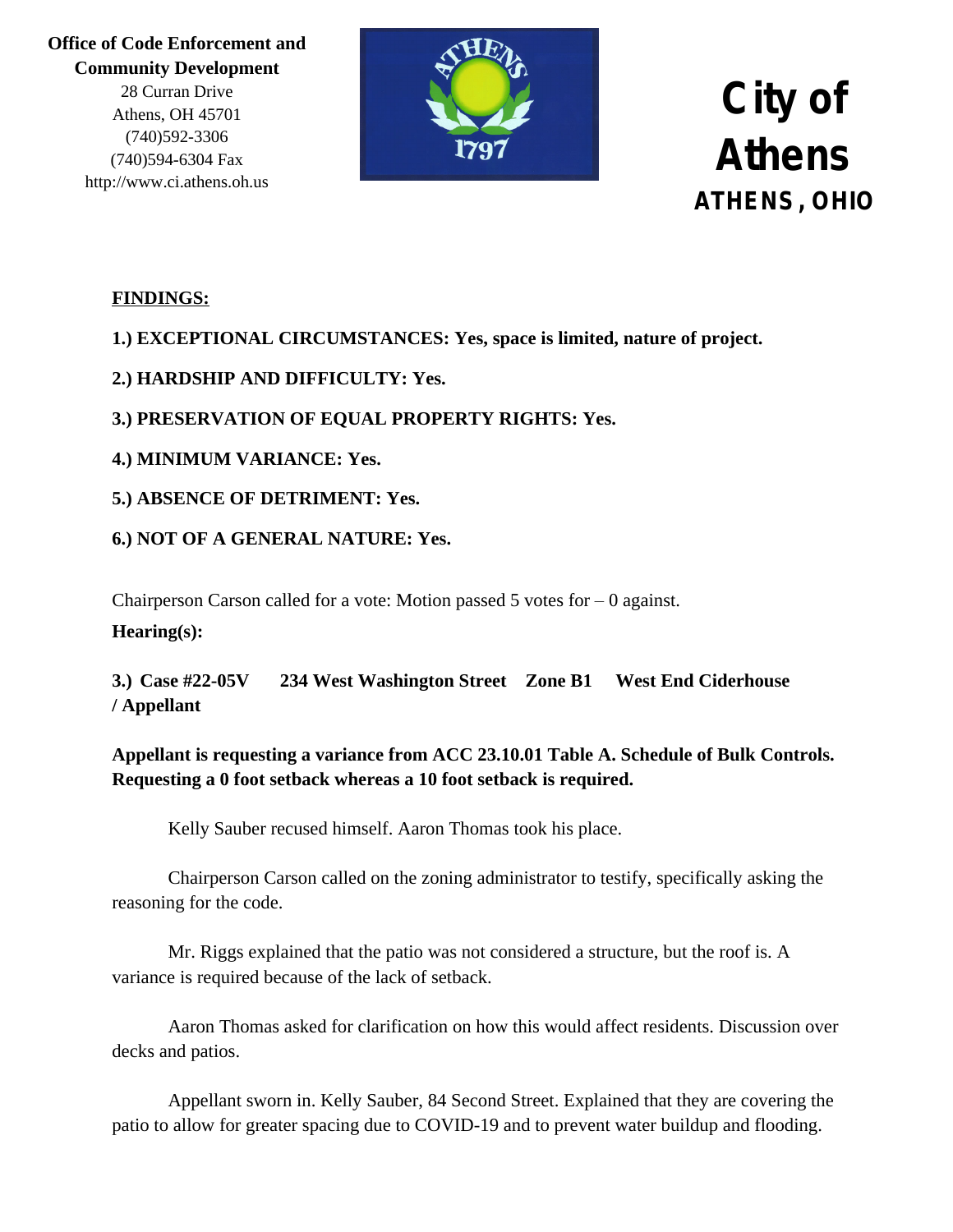**Office of Code Enforcement and Community Development**
28 Curran Drive
Athens, OH 45701
(740)592-3306
(740)594-6304 Fax
http://www.ci.athens.oh.us

**City of Athens**
**ATHENS, OHIO**

**FINDINGS:**

**1.) EXCEPTIONAL CIRCUMSTANCES: Yes, space is limited, nature of project.**

**2.) HARDSHIP AND DIFFICULTY: Yes.**

**3.) PRESERVATION OF EQUAL PROPERTY RIGHTS: Yes.**

**4.) MINIMUM VARIANCE: Yes.**

**5.) ABSENCE OF DETRIMENT: Yes.**

**6.) NOT OF A GENERAL NATURE: Yes.**

Chairperson Carson called for a vote: Motion passed 5 votes for – 0 against.

**Hearing(s):**

**3.) Case #22-05V 234 West Washington Street Zone B1 West End Ciderhouse / Appellant**

**Appellant is requesting a variance from ACC 23.10.01 Table A. Schedule of Bulk Controls. Requesting a 0 foot setback whereas a 10 foot setback is required.**

Kelly Sauber recused himself. Aaron Thomas took his place.

Chairperson Carson called on the zoning administrator to testify, specifically asking the reasoning for the code.

Mr. Riggs explained that the patio was not considered a structure, but the roof is. A variance is required because of the lack of setback.

Aaron Thomas asked for clarification on how this would affect residents. Discussion over decks and patios.

Appellant sworn in. Kelly Sauber, 84 Second Street. Explained that they are covering the patio to allow for greater spacing due to COVID-19 and to prevent water buildup and flooding.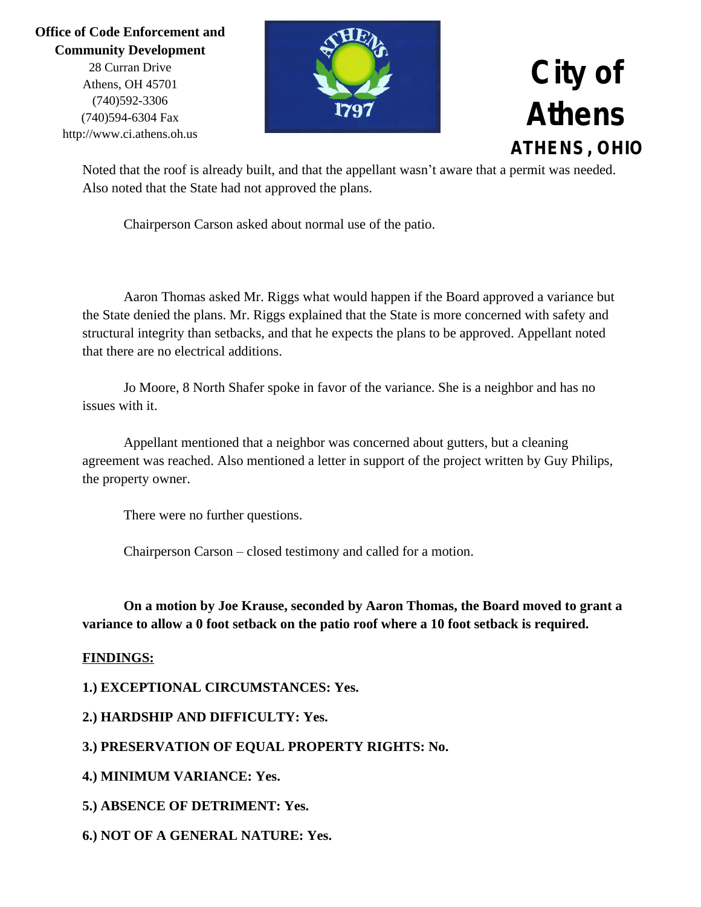Noted that the roof is already built, and that the appellant wasn't aware that a permit was needed. Also noted that the State had not approved the plans.

Chairperson Carson asked about normal use of the patio.

Aaron Thomas asked Mr. Riggs what would happen if the Board approved a variance but the State denied the plans. Mr. Riggs explained that the State is more concerned with safety and structural integrity than setbacks, and that he expects the plans to be approved. Appellant noted that there are no electrical additions.

Jo Moore, 8 North Shafer spoke in favor of the variance. She is a neighbor and has no issues with it.

Appellant mentioned that a neighbor was concerned about gutters, but a cleaning agreement was reached. Also mentioned a letter in support of the project written by Guy Philips, the property owner.

There were no further questions.

Chairperson Carson – closed testimony and called for a motion.

**On a motion by Joe Krause, seconded by Aaron Thomas, the Board moved to grant a variance to allow a 0 foot setback on the patio roof where a 10 foot setback is required.**

**FINDINGS:**

**1.) EXCEPTIONAL CIRCUMSTANCES: Yes.**

**2.) HARDSHIP AND DIFFICULTY: Yes.**

**3.) PRESERVATION OF EQUAL PROPERTY RIGHTS: No.**

**4.) MINIMUM VARIANCE: Yes.**

**5.) ABSENCE OF DETRIMENT: Yes.**

**6.) NOT OF A GENERAL NATURE: Yes.**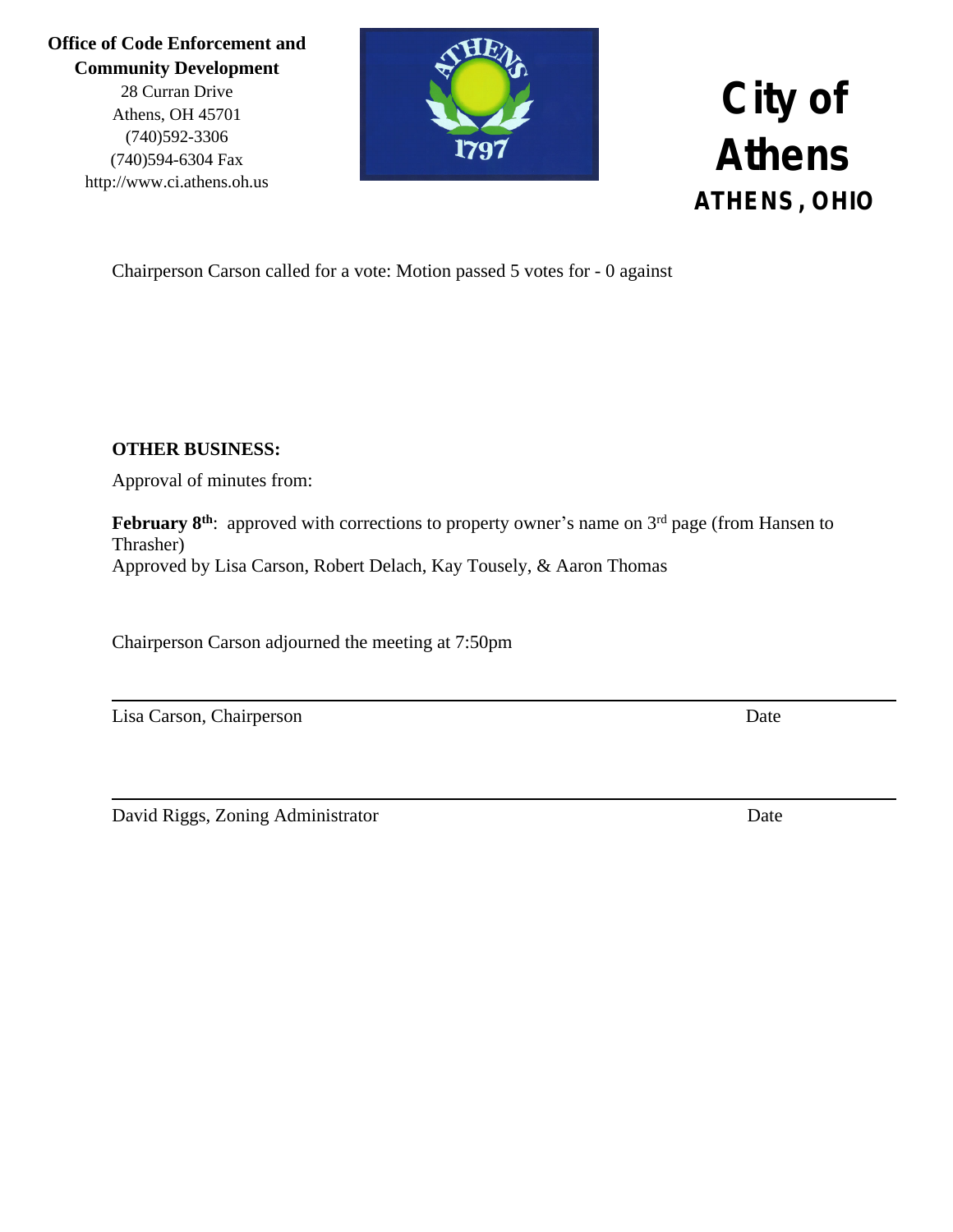**Office of Code Enforcement and Community Development**
28 Curran Drive
Athens, OH 45701
(740)592-3306
(740)594-6304 Fax
http://www.ci.athens.oh.us

# City of Athens
**ATHENS, OHIO**

Chairperson Carson called for a vote: Motion passed 5 votes for - 0 against

**OTHER BUSINESS:**

Approval of minutes from:

**February 8th**: approved with corrections to property owner's name on 3rd page (from Hansen to Thrasher)
Approved by Lisa Carson, Robert Delach, Kay Tousely, & Aaron Thomas

Chairperson Carson adjourned the meeting at 7:50pm

---

Lisa Carson, Chairperson Date

---

David Riggs, Zoning Administrator Date